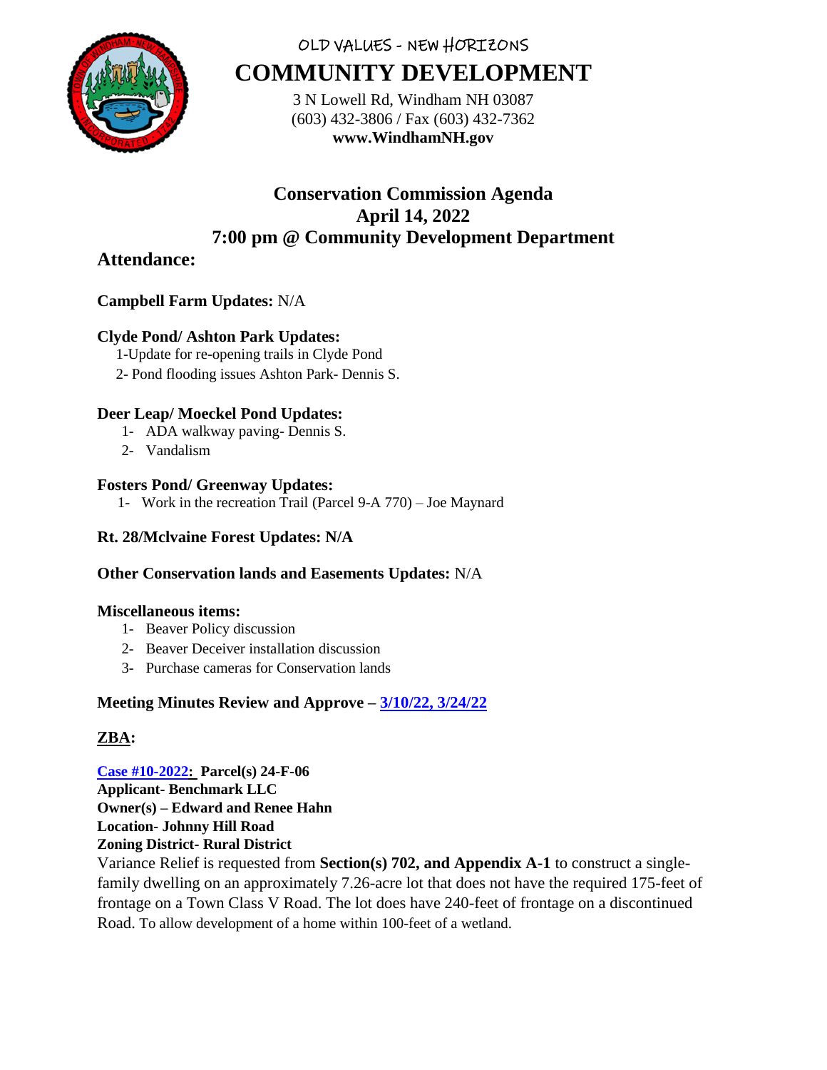OLD VALUES - NEW HORIZONS

# COMMUNITY DEVELOPMENT

3 N Lowell Rd, Windham NH 03087
(603) 432-3806 / Fax (603) 432-7362
**www.WindhamNH.gov**

## Conservation Commission Agenda
## April 14, 2022
## 7:00 pm @ Community Development Department

### Attendance:

**Campbell Farm Updates:** N/A

**Clyde Pond/ Ashton Park Updates:**

1-Update for re-opening trails in Clyde Pond
2- Pond flooding issues Ashton Park- Dennis S.

**Deer Leap/ Moeckel Pond Updates:**

1- ADA walkway paving- Dennis S.
2- Vandalism

**Fosters Pond/ Greenway Updates:**

1- Work in the recreation Trail (Parcel 9-A 770) – Joe Maynard

**Rt. 28/Mclvaine Forest Updates: N/A**

**Other Conservation lands and Easements Updates:** N/A

**Miscellaneous items:**

1- Beaver Policy discussion
2- Beaver Deceiver installation discussion
3- Purchase cameras for Conservation lands

**Meeting Minutes Review and Approve – 3/10/22, 3/24/22**

**ZBA:**

**Case #10-2022: Parcel(s) 24-F-06**
**Applicant- Benchmark LLC**
**Owner(s) – Edward and Renee Hahn**
**Location- Johnny Hill Road**
**Zoning District- Rural District**
Variance Relief is requested from **Section(s) 702, and Appendix A-1** to construct a single-family dwelling on an approximately 7.26-acre lot that does not have the required 175-feet of frontage on a Town Class V Road. The lot does have 240-feet of frontage on a discontinued Road. To allow development of a home within 100-feet of a wetland.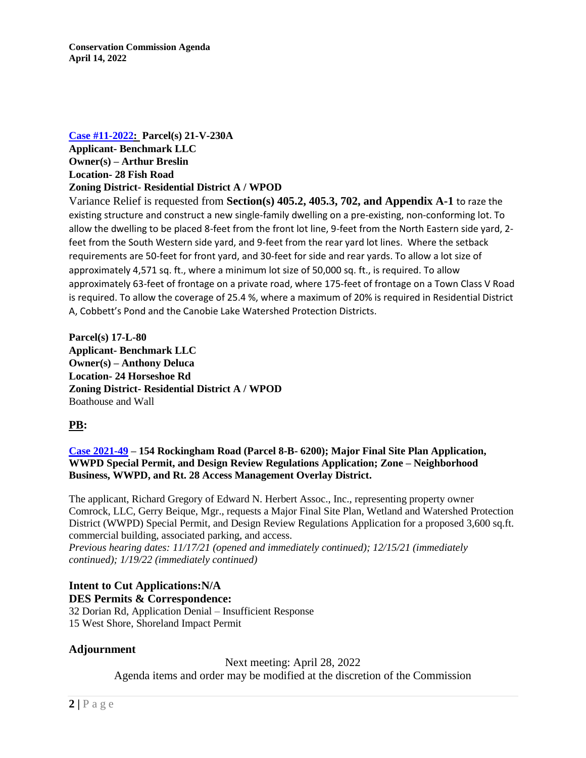**Conservation Commission Agenda**
**April 14, 2022**

**Case #11-2022: Parcel(s) 21-V-230A**
**Applicant- Benchmark LLC**
**Owner(s) – Arthur Breslin**
**Location- 28 Fish Road**
**Zoning District- Residential District A / WPOD**

Variance Relief is requested from **Section(s) 405.2, 405.3, 702, and Appendix A-1** to raze the existing structure and construct a new single-family dwelling on a pre-existing, non-conforming lot. To allow the dwelling to be placed 8-feet from the front lot line, 9-feet from the North Eastern side yard, 2-feet from the South Western side yard, and 9-feet from the rear yard lot lines. Where the setback requirements are 50-feet for front yard, and 30-feet for side and rear yards. To allow a lot size of approximately 4,571 sq. ft., where a minimum lot size of 50,000 sq. ft., is required. To allow approximately 63-feet of frontage on a private road, where 175-feet of frontage on a Town Class V Road is required. To allow the coverage of 25.4 %, where a maximum of 20% is required in Residential District A, Cobbett's Pond and the Canobie Lake Watershed Protection Districts.

**Parcel(s) 17-L-80**
**Applicant- Benchmark LLC**
**Owner(s) – Anthony Deluca**
**Location- 24 Horseshoe Rd**
**Zoning District- Residential District A / WPOD**
Boathouse and Wall

## PB:

**Case 2021-49 – 154 Rockingham Road (Parcel 8-B- 6200); Major Final Site Plan Application, WWPD Special Permit, and Design Review Regulations Application; Zone – Neighborhood Business, WWPD, and Rt. 28 Access Management Overlay District.**

The applicant, Richard Gregory of Edward N. Herbert Assoc., Inc., representing property owner Comrock, LLC, Gerry Beique, Mgr., requests a Major Final Site Plan, Wetland and Watershed Protection District (WWPD) Special Permit, and Design Review Regulations Application for a proposed 3,600 sq.ft. commercial building, associated parking, and access.
*Previous hearing dates: 11/17/21 (opened and immediately continued); 12/15/21 (immediately continued); 1/19/22 (immediately continued)*

### Intent to Cut Applications:N/A

### DES Permits & Correspondence:

32 Dorian Rd, Application Denial – Insufficient Response
15 West Shore, Shoreland Impact Permit

## Adjournment

Next meeting: April 28, 2022
Agenda items and order may be modified at the discretion of the Commission